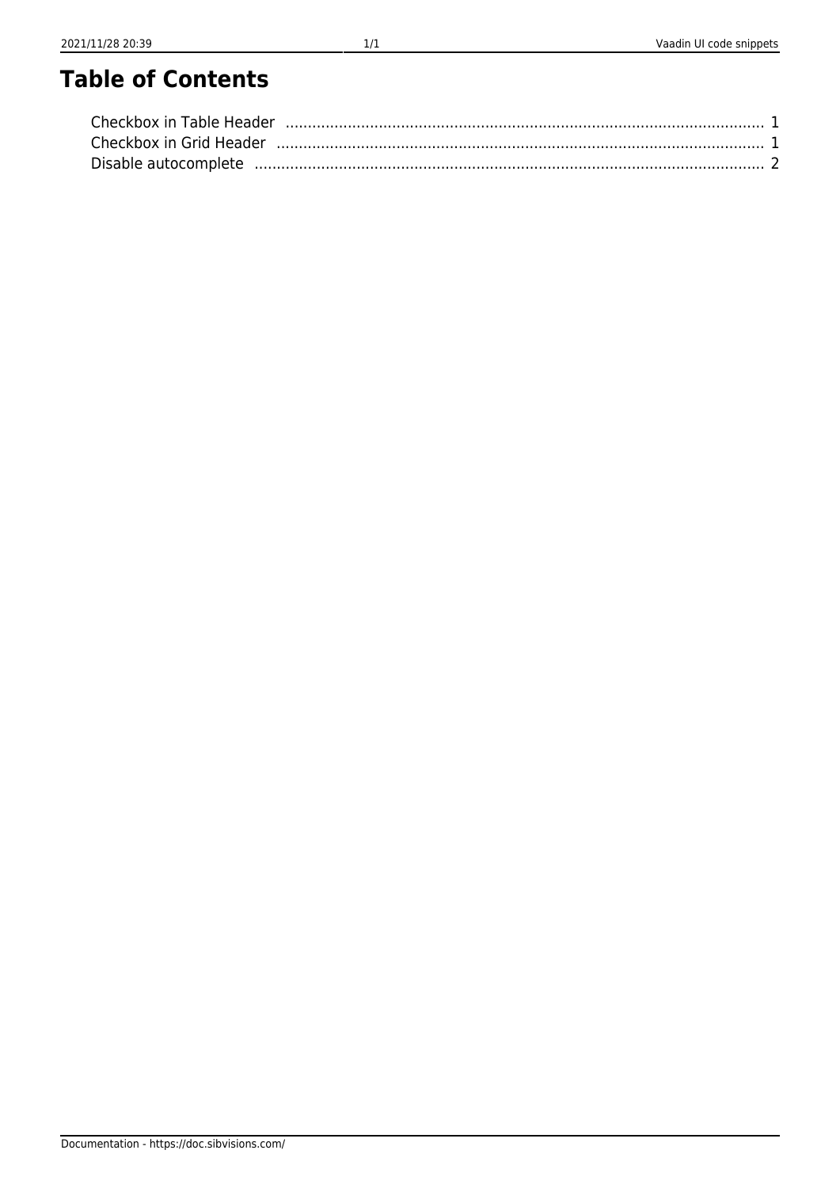# Table of Contents

Checkbox in Table Header ........................................................................................................... 1
Checkbox in Grid Header ............................................................................................................. 1
Disable autocomplete .................................................................................................................. 2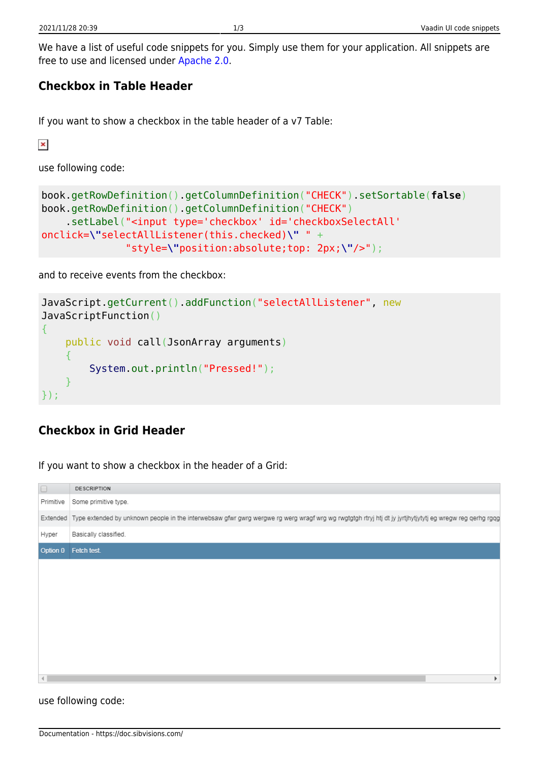We have a list of useful code snippets for you. Simply use them for your application. All snippets are free to use and licensed under Apache 2.0.

## Checkbox in Table Header

If you want to show a checkbox in the table header of a v7 Table:

use following code:

```
book.getRowDefinition().getColumnDefinition("CHECK").setSortable(false)
book.getRowDefinition().getColumnDefinition("CHECK")
    .setLabel("<input type='checkbox' id='checkboxSelectAll'
onclick=\"selectAllListener(this.checked)\" " +
              "style=\"position:absolute;top: 2px;\"/>");
```

and to receive events from the checkbox:

```
JavaScript.getCurrent().addFunction("selectAllListener", new
JavaScriptFunction()
{
    public void call(JsonArray arguments)
    {
        System.out.println("Pressed!");
    }
});
```

## Checkbox in Grid Header

If you want to show a checkbox in the header of a Grid:

use following code: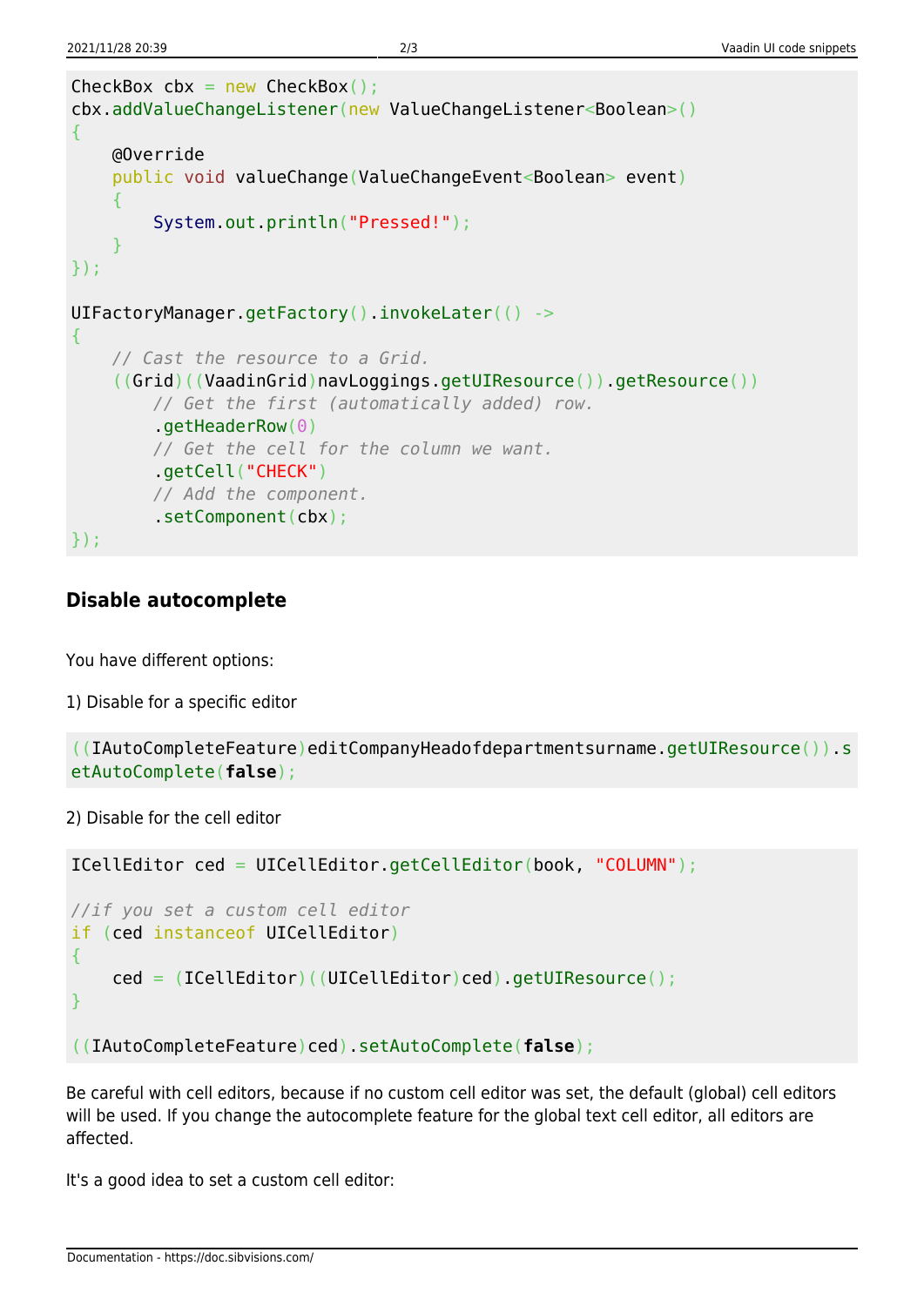```java
CheckBox cbx = new CheckBox();
cbx.addValueChangeListener(new ValueChangeListener<Boolean>()
{
    @Override
    public void valueChange(ValueChangeEvent<Boolean> event)
    {
        System.out.println("Pressed!");
    }
});

UIFactoryManager.getFactory().invokeLater(() ->
{
    // Cast the resource to a Grid.
    ((Grid)((VaadinGrid)navLoggings.getUIResource()).getResource())
        // Get the first (automatically added) row.
        .getHeaderRow(0)
        // Get the cell for the column we want.
        .getCell("CHECK")
        // Add the component.
        .setComponent(cbx);
});
```

### Disable autocomplete

You have different options:

1) Disable for a specific editor

```java
((IAutoCompleteFeature)editCompanyHeadofdepartmentsurname.getUIResource()).setAutoComplete(false);
```

2) Disable for the cell editor

```java
ICellEditor ced = UICellEditor.getCellEditor(book, "COLUMN");

//if you set a custom cell editor
if (ced instanceof UICellEditor)
{
    ced = (ICellEditor)((UICellEditor)ced).getUIResource();
}

((IAutoCompleteFeature)ced).setAutoComplete(false);
```

Be careful with cell editors, because if no custom cell editor was set, the default (global) cell editors will be used. If you change the autocomplete feature for the global text cell editor, all editors are affected.

It's a good idea to set a custom cell editor: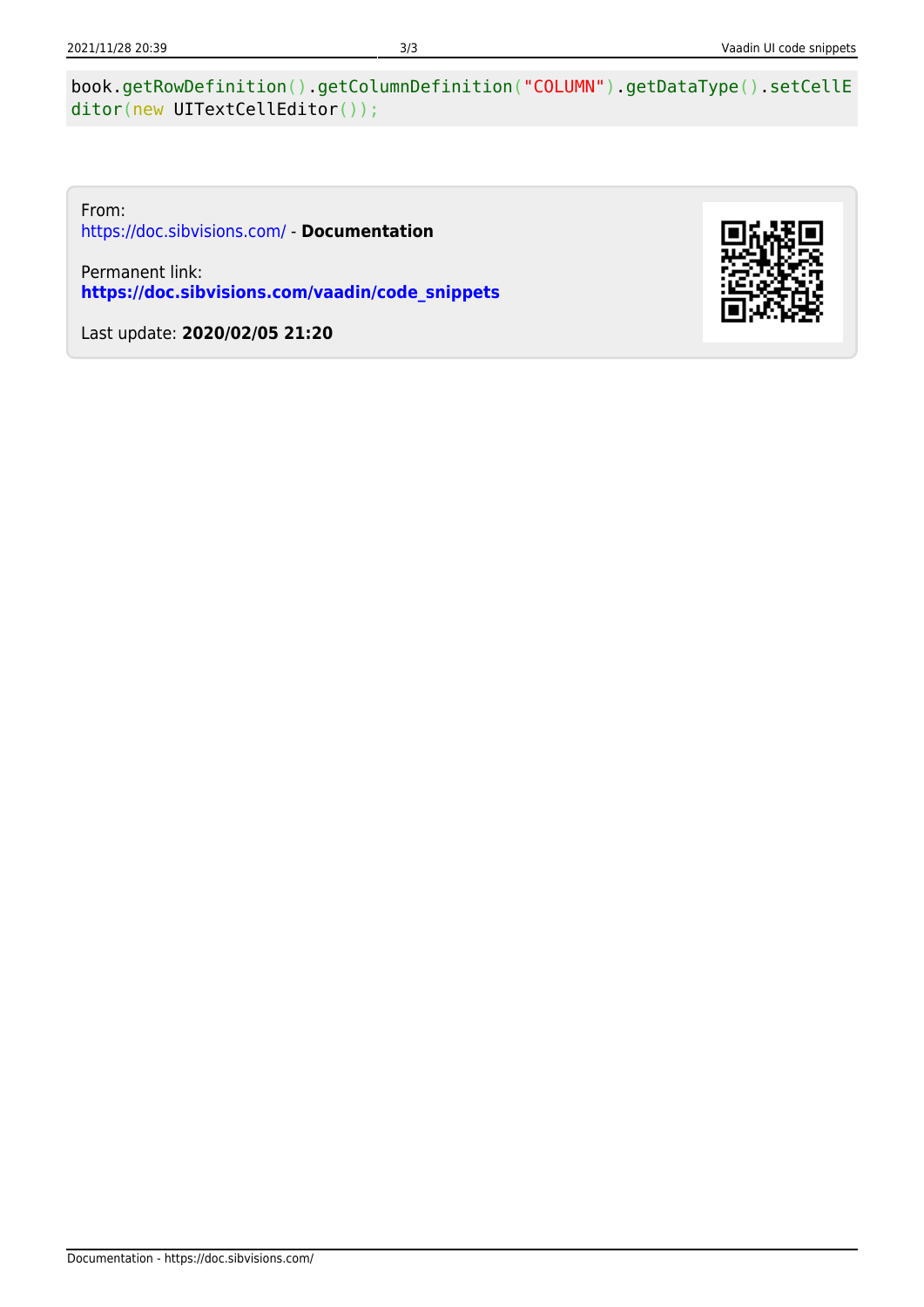```
book.getRowDefinition().getColumnDefinition("COLUMN").getDataType().setCellEditor(new UITextCellEditor());
```

From:
https://doc.sibvisions.com/ - **Documentation**

Permanent link:
**https://doc.sibvisions.com/vaadin/code_snippets**

Last update: **2020/02/05 21:20**